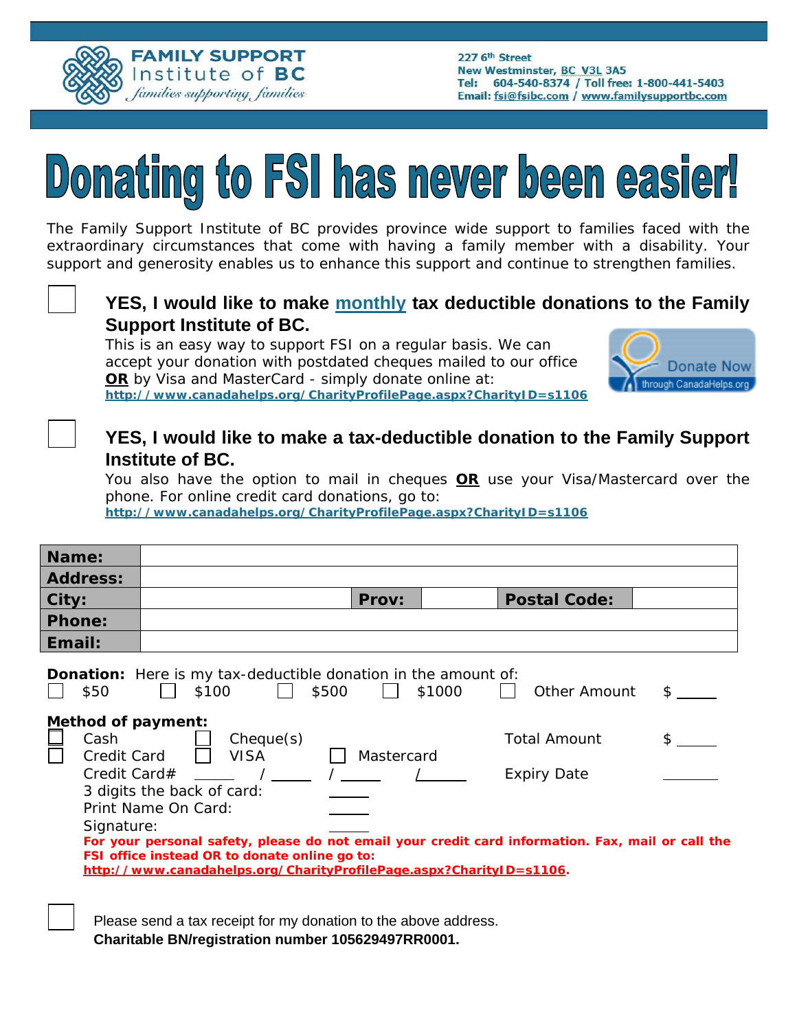**FAMILY SUPPORT Institute of BC**
*families supporting families*

227 6th Street
New Westminster, BC V3L 3A5
Tel: 604-540-8374 / Toll free: 1-800-441-5403
Email: fsi@fsibc.com / www.familysupportbc.com

# Donating to FSI has never been easier!

The Family Support Institute of BC provides province wide support to families faced with the extraordinary circumstances that come with having a family member with a disability. Your support and generosity enables us to enhance this support and continue to strengthen families.

☐ **YES, I would like to make monthly tax deductible donations to the Family Support Institute of BC.**

This is an easy way to support FSI on a regular basis. We can accept your donation with postdated cheques mailed to our office **OR** by Visa and MasterCard - simply donate online at:
**http://www.canadahelps.org/CharityProfilePage.aspx?CharityID=s1106**

Donate Now through CanadaHelps.org

☐ **YES, I would like to make a tax-deductible donation to the Family Support Institute of BC.**

You also have the option to mail in cheques **OR** use your Visa/Mastercard over the phone. For online credit card donations, go to:
**http://www.canadahelps.org/CharityProfilePage.aspx?CharityID=s1106**

| **Name:** | | | | | |
|---|---|---|---|---|---|
| **Address:** | | | | | |
| **City:** | | **Prov:** | | **Postal Code:** | |
| **Phone:** | | | | | |
| **Email:** | | | | | |

**Donation:** Here is my tax-deductible donation in the amount of:
☐ $50 ☐ $100 ☐ $500 ☐ $1000 ☐ Other Amount $ _____

**Method of payment:**
☐ Cash ☐ Cheque(s) Total Amount $ _____
☐ Credit Card ☐ VISA ☐ Mastercard
Credit Card# _____ / _____ / _____ / _____ Expiry Date _____
3 digits the back of card: _____
Print Name On Card: _____
Signature: _____

**For your personal safety, please do not email your credit card information. Fax, mail or call the FSI office instead OR to donate online go to:**
**http://www.canadahelps.org/CharityProfilePage.aspx?CharityID=s1106.**

☐ Please send a tax receipt for my donation to the above address.
**Charitable BN/registration number 105629497RR0001.**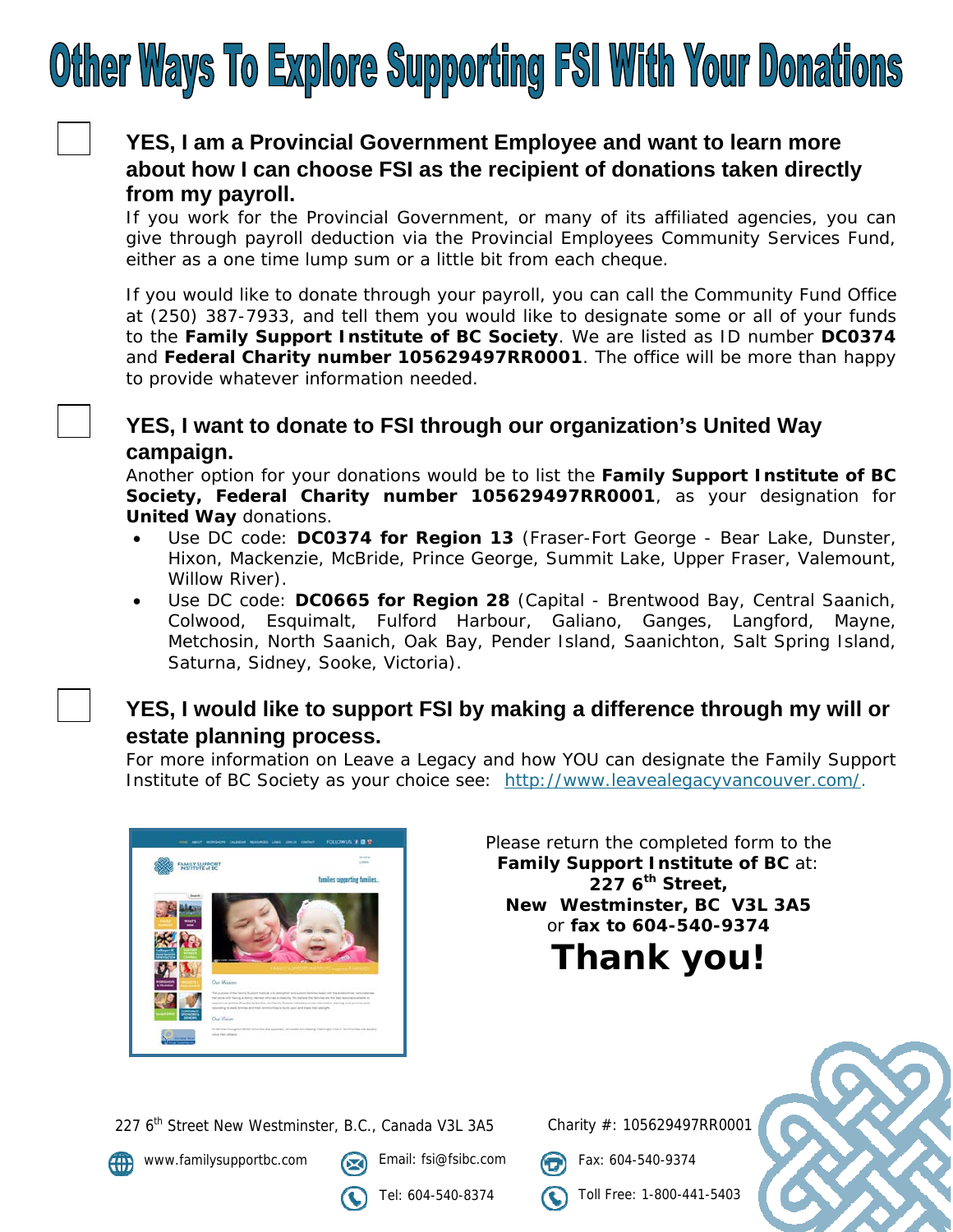# Other Ways To Explore Supporting FSI With Your Donations

☐ **YES, I am a Provincial Government Employee and want to learn more about how I can choose FSI as the recipient of donations taken directly from my payroll.**

If you work for the Provincial Government, or many of its affiliated agencies, you can give through payroll deduction via the Provincial Employees Community Services Fund, either as a one time lump sum or a little bit from each cheque.

If you would like to donate through your payroll, you can call the Community Fund Office at (250) 387-7933, and tell them you would like to designate some or all of your funds to the **Family Support Institute of BC Society**. We are listed as ID number **DC0374** and **Federal Charity number 105629497RR0001**. The office will be more than happy to provide whatever information needed.

☐ **YES, I want to donate to FSI through our organization's United Way campaign.**

Another option for your donations would be to list the **Family Support Institute of BC Society, Federal Charity number 105629497RR0001**, as your designation for **United Way** donations.

- Use DC code: **DC0374 for Region 13** (Fraser-Fort George - Bear Lake, Dunster, Hixon, Mackenzie, McBride, Prince George, Summit Lake, Upper Fraser, Valemount, Willow River).
- Use DC code: **DC0665 for Region 28** (Capital - Brentwood Bay, Central Saanich, Colwood, Esquimalt, Fulford Harbour, Galiano, Ganges, Langford, Mayne, Metchosin, North Saanich, Oak Bay, Pender Island, Saanichton, Salt Spring Island, Saturna, Sidney, Sooke, Victoria).

☐ **YES, I would like to support FSI by making a difference through my will or estate planning process.**

For more information on Leave a Legacy and how YOU can designate the Family Support Institute of BC Society as your choice see: http://www.leavealegacyvancouver.com/.

Please return the completed form to the **Family Support Institute of BC** at:
**227 6th Street,**
**New Westminster, BC V3L 3A5**
or **fax to 604-540-9374**

**Thank you!**

227 6th Street New Westminster, B.C., Canada V3L 3A5

Charity #: 105629497RR0001

www.familysupportbc.com

Email: fsi@fsibc.com

Fax: 604-540-9374

Tel: 604-540-8374

Toll Free: 1-800-441-5403